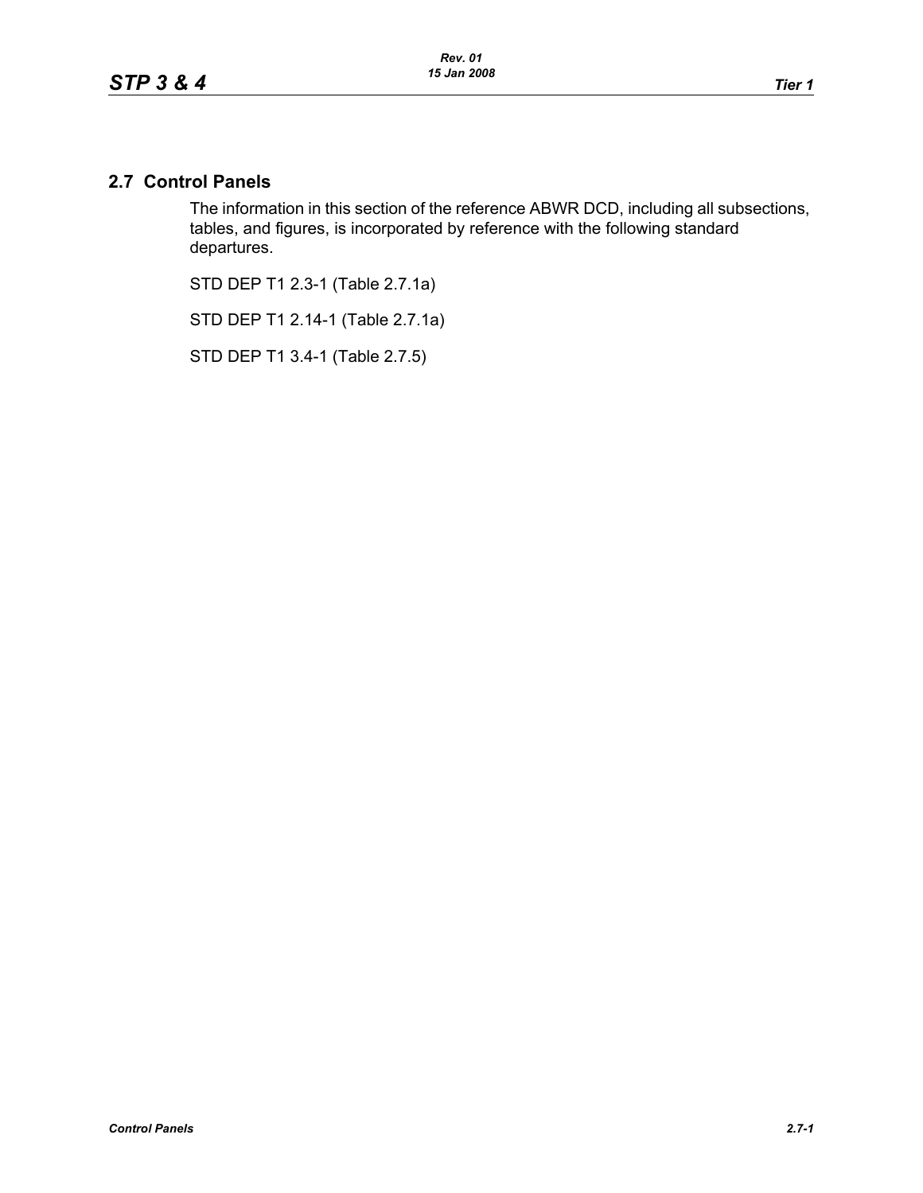## 2.7 Control Panels

The information in this section of the reference ABWR DCD, including all subsections, tables, and figures, is incorporated by reference with the following standard departures.

STD DEP T1 2.3-1 (Table 2.7.1a)

STD DEP T1 2.14-1 (Table 2.7.1a)

STD DEP T1 3.4-1 (Table 2.7.5)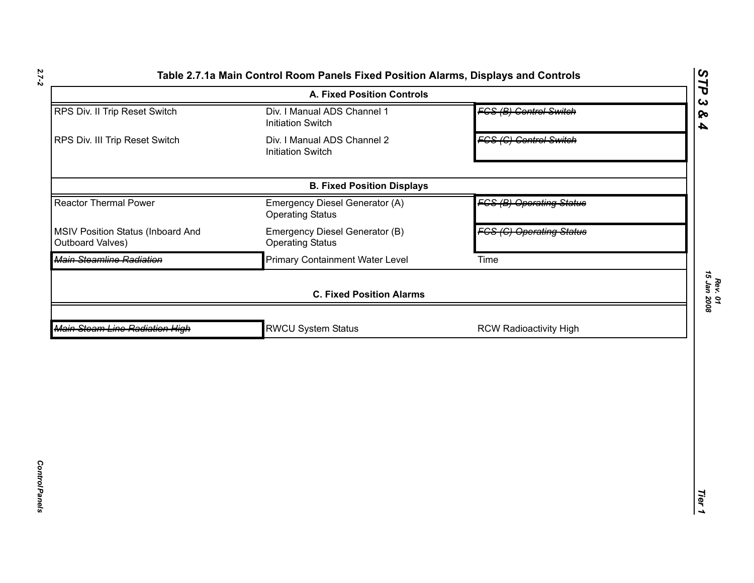**Table 2.7.1a Main Control Room Panels Fixed Position Alarms, Displays and Controls**

| A. Fixed Position Controls | | |
|---|---|---|
| RPS Div. II Trip Reset Switch | Div. I Manual ADS Channel 1 Initiation Switch | ~~*FCS (B) Control Switch*~~ |
| RPS Div. III Trip Reset Switch | Div. I Manual ADS Channel 2 Initiation Switch | ~~*FCS (C) Control Switch*~~ |
| **B. Fixed Position Displays** | | |
| Reactor Thermal Power | Emergency Diesel Generator (A) Operating Status | ~~*FCS (B) Operating Status*~~ |
| MSIV Position Status (Inboard And Outboard Valves) | Emergency Diesel Generator (B) Operating Status | ~~*FCS (C) Operating Status*~~ |
| ~~*Main Steamline Radiation*~~ | Primary Containment Water Level | Time |
| **C. Fixed Position Alarms** | | |
| ~~*Main Steam Line Radiation High*~~ | RWCU System Status | RCW Radioactivity High |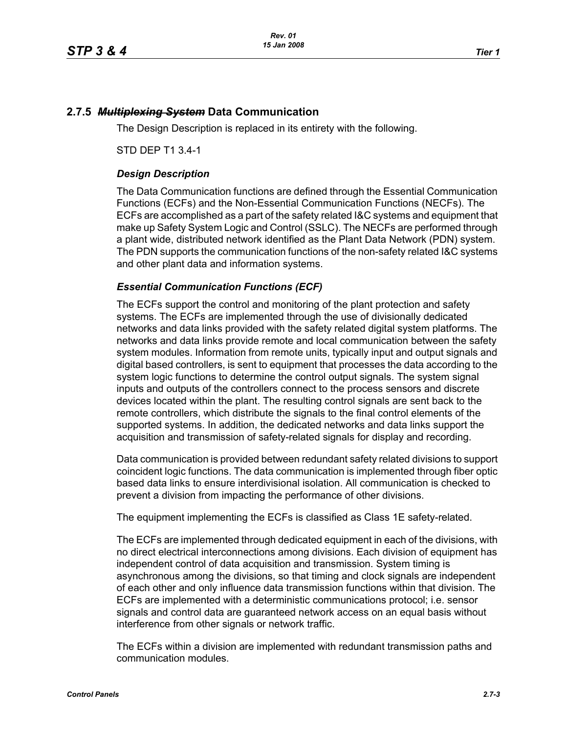## 2.7.5 ~~*Multiplexing System*~~ Data Communication

The Design Description is replaced in its entirety with the following.

STD DEP T1 3.4-1

### *Design Description*

The Data Communication functions are defined through the Essential Communication Functions (ECFs) and the Non-Essential Communication Functions (NECFs). The ECFs are accomplished as a part of the safety related I&C systems and equipment that make up Safety System Logic and Control (SSLC). The NECFs are performed through a plant wide, distributed network identified as the Plant Data Network (PDN) system. The PDN supports the communication functions of the non-safety related I&C systems and other plant data and information systems.

### *Essential Communication Functions (ECF)*

The ECFs support the control and monitoring of the plant protection and safety systems. The ECFs are implemented through the use of divisionally dedicated networks and data links provided with the safety related digital system platforms. The networks and data links provide remote and local communication between the safety system modules. Information from remote units, typically input and output signals and digital based controllers, is sent to equipment that processes the data according to the system logic functions to determine the control output signals. The system signal inputs and outputs of the controllers connect to the process sensors and discrete devices located within the plant. The resulting control signals are sent back to the remote controllers, which distribute the signals to the final control elements of the supported systems. In addition, the dedicated networks and data links support the acquisition and transmission of safety-related signals for display and recording.

Data communication is provided between redundant safety related divisions to support coincident logic functions. The data communication is implemented through fiber optic based data links to ensure interdivisional isolation. All communication is checked to prevent a division from impacting the performance of other divisions.

The equipment implementing the ECFs is classified as Class 1E safety-related.

The ECFs are implemented through dedicated equipment in each of the divisions, with no direct electrical interconnections among divisions. Each division of equipment has independent control of data acquisition and transmission. System timing is asynchronous among the divisions, so that timing and clock signals are independent of each other and only influence data transmission functions within that division. The ECFs are implemented with a deterministic communications protocol; i.e. sensor signals and control data are guaranteed network access on an equal basis without interference from other signals or network traffic.

The ECFs within a division are implemented with redundant transmission paths and communication modules.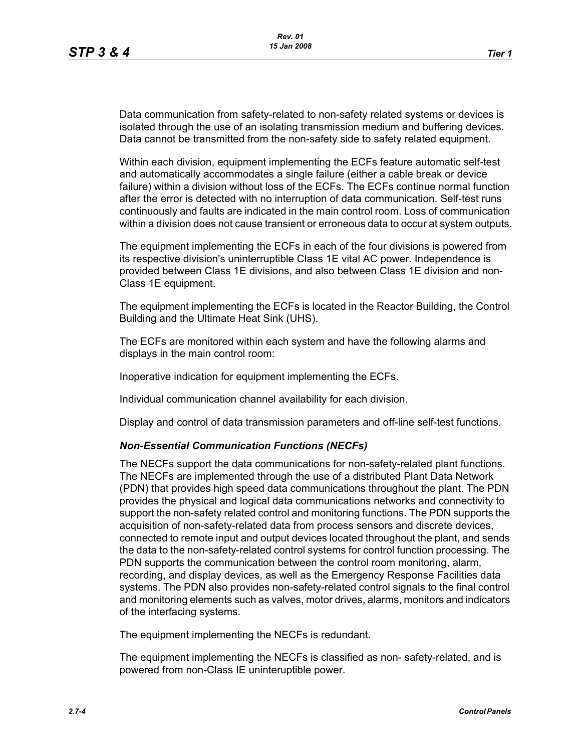Data communication from safety-related to non-safety related systems or devices is isolated through the use of an isolating transmission medium and buffering devices. Data cannot be transmitted from the non-safety side to safety related equipment.

Within each division, equipment implementing the ECFs feature automatic self-test and automatically accommodates a single failure (either a cable break or device failure) within a division without loss of the ECFs. The ECFs continue normal function after the error is detected with no interruption of data communication. Self-test runs continuously and faults are indicated in the main control room. Loss of communication within a division does not cause transient or erroneous data to occur at system outputs.

The equipment implementing the ECFs in each of the four divisions is powered from its respective division's uninterruptible Class 1E vital AC power. Independence is provided between Class 1E divisions, and also between Class 1E division and non-Class 1E equipment.

The equipment implementing the ECFs is located in the Reactor Building, the Control Building and the Ultimate Heat Sink (UHS).

The ECFs are monitored within each system and have the following alarms and displays in the main control room:

Inoperative indication for equipment implementing the ECFs.

Individual communication channel availability for each division.

Display and control of data transmission parameters and off-line self-test functions.

### *Non-Essential Communication Functions (NECFs)*

The NECFs support the data communications for non-safety-related plant functions. The NECFs are implemented through the use of a distributed Plant Data Network (PDN) that provides high speed data communications throughout the plant. The PDN provides the physical and logical data communications networks and connectivity to support the non-safety related control and monitoring functions. The PDN supports the acquisition of non-safety-related data from process sensors and discrete devices, connected to remote input and output devices located throughout the plant, and sends the data to the non-safety-related control systems for control function processing. The PDN supports the communication between the control room monitoring, alarm, recording, and display devices, as well as the Emergency Response Facilities data systems. The PDN also provides non-safety-related control signals to the final control and monitoring elements such as valves, motor drives, alarms, monitors and indicators of the interfacing systems.

The equipment implementing the NECFs is redundant.

The equipment implementing the NECFs is classified as non- safety-related, and is powered from non-Class IE uninteruptible power.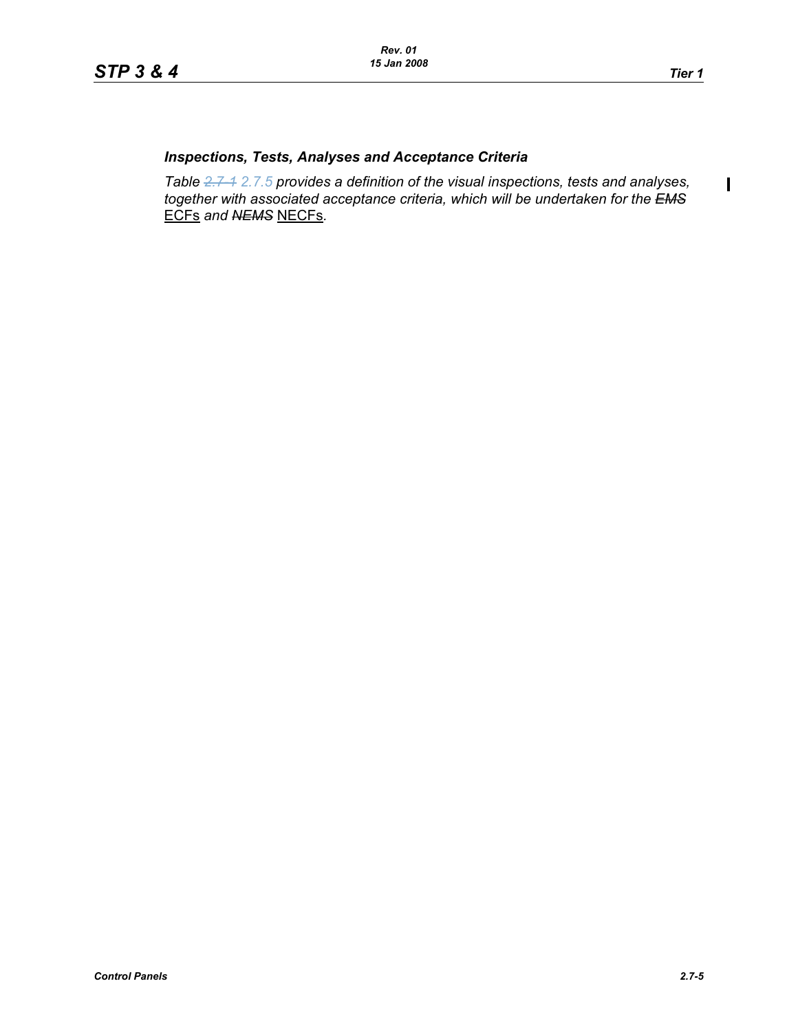### *Inspections, Tests, Analyses and Acceptance Criteria*

*Table ~~2.7-1~~ 2.7.5 provides a definition of the visual inspections, tests and analyses, together with associated acceptance criteria, which will be undertaken for the ~~EMS~~* ECFs *and ~~NEMS~~* NECFs*.*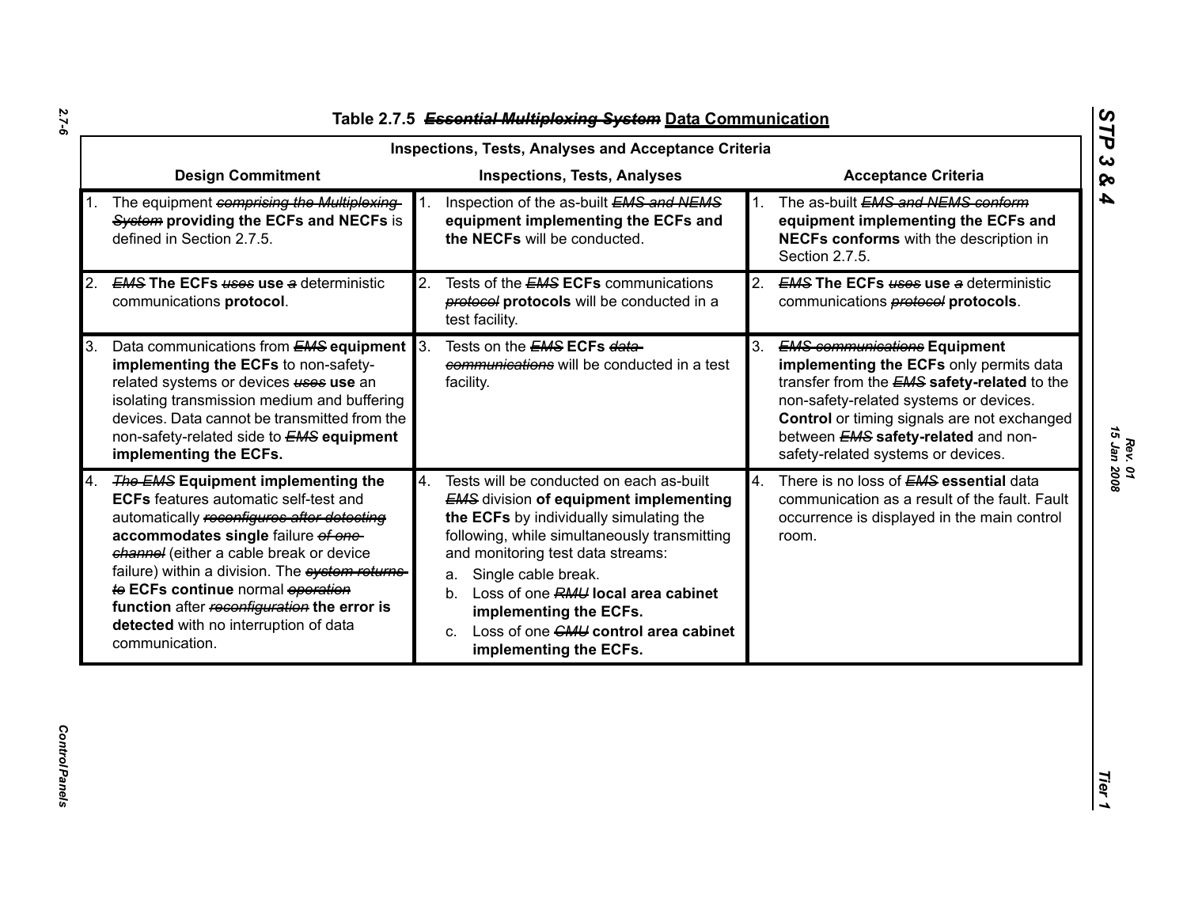## Table 2.7.5 ~~Essential Multiplexing System~~ Data Communication

| Inspections, Tests, Analyses and Acceptance Criteria | | |
|---|---|---|
| **Design Commitment** | **Inspections, Tests, Analyses** | **Acceptance Criteria** |
| 1. The equipment ~~comprising the Multiplexing System~~ **providing the ECFs and NECFs** is defined in Section 2.7.5. | 1. Inspection of the as-built ~~EMS and NEMS~~ **equipment implementing the ECFs and the NECFs** will be conducted. | 1. The as-built ~~EMS and NEMS conform~~ **equipment implementing the ECFs and NECFs conforms** with the description in Section 2.7.5. |
| 2. ~~EMS~~ **The ECFs** ~~uses~~ **use** ~~a~~ deterministic communications **protocol**. | 2. Tests of the ~~EMS~~ **ECFs** communications ~~protocol~~ **protocols** will be conducted in a test facility. | 2. ~~EMS~~ **The ECFs** ~~uses~~ **use** ~~a~~ deterministic communications ~~protocol~~ **protocols**. |
| 3. Data communications from ~~EMS~~ **equipment implementing the ECFs** to non-safety-related systems or devices ~~uses~~ **use** an isolating transmission medium and buffering devices. Data cannot be transmitted from the non-safety-related side to ~~EMS~~ **equipment implementing the ECFs.** | 3. Tests on the ~~EMS~~ **ECFs** ~~data communications~~ will be conducted in a test facility. | 3. ~~EMS communications~~ **Equipment implementing the ECFs** only permits data transfer from the ~~EMS~~ **safety-related** to the non-safety-related systems or devices. **Control** or timing signals are not exchanged between ~~EMS~~ **safety-related** and non-safety-related systems or devices. |
| 4. ~~The EMS~~ **Equipment implementing the ECFs** features automatic self-test and automatically ~~reconfigures after detecting~~ **accommodates single** failure ~~of one channel~~ (either a cable break or device failure) within a division. The ~~system returns to~~ **ECFs continue** normal ~~operation~~ **function** after ~~reconfiguration~~ **the error is detected** with no interruption of data communication. | 4. Tests will be conducted on each as-built ~~EMS~~ division **of equipment implementing the ECFs** by individually simulating the following, while simultaneously transmitting and monitoring test data streams:<br>a. Single cable break.<br>b. Loss of one ~~RMU~~ **local area cabinet implementing the ECFs.**<br>c. Loss of one ~~CMU~~ **control area cabinet implementing the ECFs.** | 4. There is no loss of ~~EMS~~ **essential** data communication as a result of the fault. Fault occurrence is displayed in the main control room. |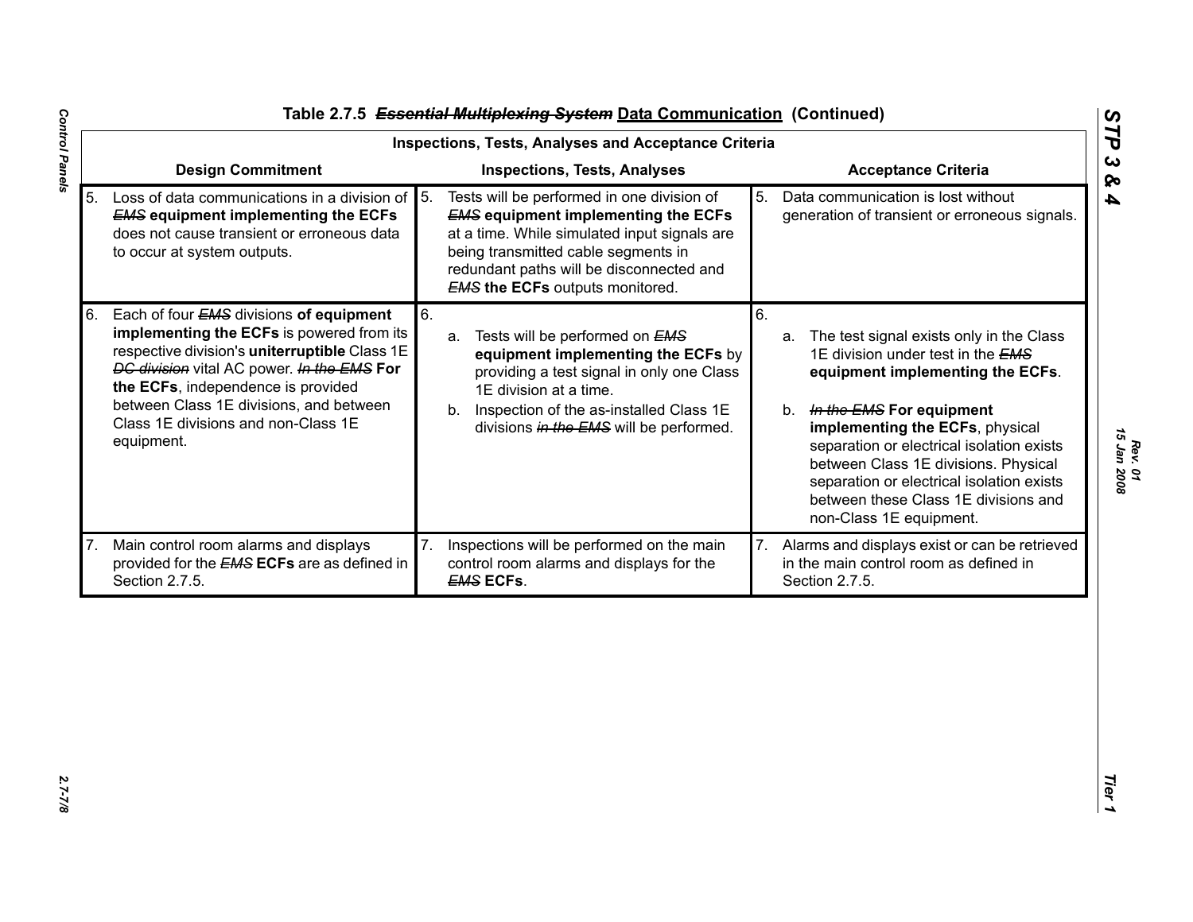## Table 2.7.5 ~~*Essential Multiplexing System*~~ Data Communication (Continued)

| Inspections, Tests, Analyses and Acceptance Criteria | | |
|---|---|---|
| **Design Commitment** | **Inspections, Tests, Analyses** | **Acceptance Criteria** |
| 5. Loss of data communications in a division of ~~*EMS*~~ **equipment implementing the ECFs** does not cause transient or erroneous data to occur at system outputs. | 5. Tests will be performed in one division of ~~*EMS*~~ **equipment implementing the ECFs** at a time. While simulated input signals are being transmitted cable segments in redundant paths will be disconnected and ~~*EMS*~~ **the ECFs** outputs monitored. | 5. Data communication is lost without generation of transient or erroneous signals. |
| 6. Each of four ~~*EMS*~~ divisions **of equipment implementing the ECFs** is powered from its respective division's **uninterruptible** Class 1E ~~*DC division*~~ vital AC power. ~~*In the EMS*~~ **For the ECFs**, independence is provided between Class 1E divisions, and between Class 1E divisions and non-Class 1E equipment. | 6. a. Tests will be performed on ~~*EMS*~~ **equipment implementing the ECFs** by providing a test signal in only one Class 1E division at a time. b. Inspection of the as-installed Class 1E divisions ~~*in the EMS*~~ will be performed. | 6. a. The test signal exists only in the Class 1E division under test in the ~~*EMS*~~ **equipment implementing the ECFs**. b. ~~*In the EMS*~~ **For equipment implementing the ECFs**, physical separation or electrical isolation exists between Class 1E divisions. Physical separation or electrical isolation exists between these Class 1E divisions and non-Class 1E equipment. |
| 7. Main control room alarms and displays provided for the ~~*EMS*~~ **ECFs** are as defined in Section 2.7.5. | 7. Inspections will be performed on the main control room alarms and displays for the ~~*EMS*~~ **ECFs**. | 7. Alarms and displays exist or can be retrieved in the main control room as defined in Section 2.7.5. |